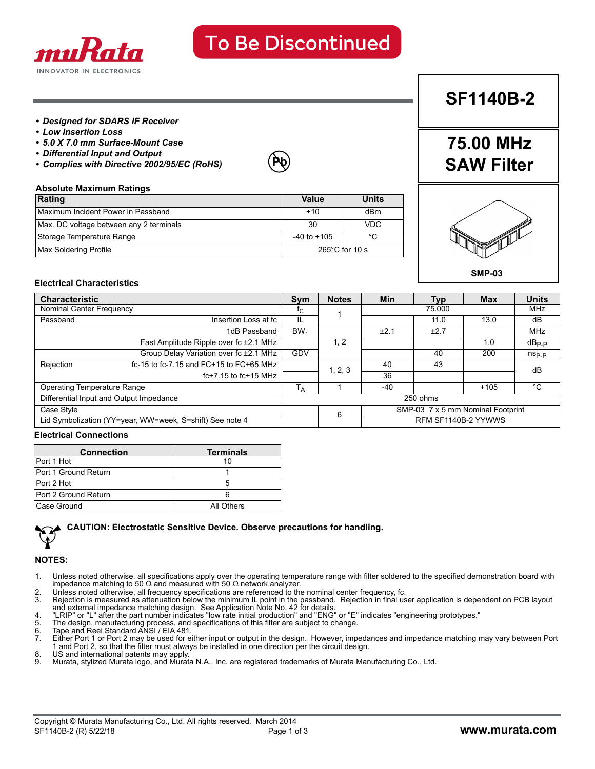To Be Discontinued

# SF1140B-2

# 75.00 MHz SAW Filter

- ***Designed for SDARS IF Receiver***
- ***Low Insertion Loss***
- ***5.0 X 7.0 mm Surface-Mount Case***
- ***Differential Input and Output***
- ***Complies with Directive 2002/95/EC (RoHS)***

SMP-03

### Absolute Maximum Ratings

| Rating | Value | Units |
|---|---|---|
| Maximum Incident Power in Passband | +10 | dBm |
| Max. DC voltage between any 2 terminals | 30 | VDC |
| Storage Temperature Range | -40 to +105 | °C |
| Max Soldering Profile | 265°C for 10 s | |

### Electrical Characteristics

| Characteristic | | Sym | Notes | Min | Typ | Max | Units |
|---|---|---|---|---|---|---|---|
| Nominal Center Frequency | | $f_C$ | 1 | | 75.000 | | MHz |
| Passband | Insertion Loss at fc | IL | | | 11.0 | 13.0 | dB |
| | 1dB Passband | $BW_1$ | 1, 2 | ±2.1 | ±2.7 | | MHz |
| | Fast Amplitude Ripple over fc ±2.1 MHz | | | | | 1.0 | $dB_{P-P}$ |
| | Group Delay Variation over fc ±2.1 MHz | GDV | | | 40 | 200 | $ns_{P-P}$ |
| Rejection | fc-15 to fc-7.15 and FC+15 to FC+65 MHz | | 1, 2, 3 | 40 | 43 | | dB |
| | fc+7.15 to fc+15 MHz | | | 36 | | | |
| Operating Temperature Range | | $T_A$ | 1 | -40 | | +105 | °C |
| Differential Input and Output Impedance | | 250 ohms | | | | | |
| Case Style | | | 6 | SMP-03 7 x 5 mm Nominal Footprint | | | |
| Lid Symbolization (YY=year, WW=week, S=shift) See note 4 | | | | RFM SF1140B-2 YYWWS | | | |

### Electrical Connections

| Connection | Terminals |
|---|---|
| Port 1 Hot | 10 |
| Port 1 Ground Return | 1 |
| Port 2 Hot | 5 |
| Port 2 Ground Return | 6 |
| Case Ground | All Others |

**CAUTION: Electrostatic Sensitive Device. Observe precautions for handling.**

### NOTES:

1. Unless noted otherwise, all specifications apply over the operating temperature range with filter soldered to the specified demonstration board with impedance matching to 50 Ω and measured with 50 Ω network analyzer.
2. Unless noted otherwise, all frequency specifications are referenced to the nominal center frequency, fc.
3. Rejection is measured as attenuation below the minimum IL point in the passband. Rejection in final user application is dependent on PCB layout and external impedance matching design. See Application Note No. 42 for details.
4. "LRIP" or "L" after the part number indicates "low rate initial production" and "ENG" or "E" indicates "engineering prototypes."
5. The design, manufacturing process, and specifications of this filter are subject to change.
6. Tape and Reel Standard ANSI / EIA 481.
7. Either Port 1 or Port 2 may be used for either input or output in the design. However, impedances and impedance matching may vary between Port 1 and Port 2, so that the filter must always be installed in one direction per the circuit design.
8. US and international patents may apply.
9. Murata, stylized Murata logo, and Murata N.A., Inc. are registered trademarks of Murata Manufacturing Co., Ltd.

Copyright © Murata Manufacturing Co., Ltd. All rights reserved. March 2014
SF1140B-2 (R) 5/22/18

www.murata.com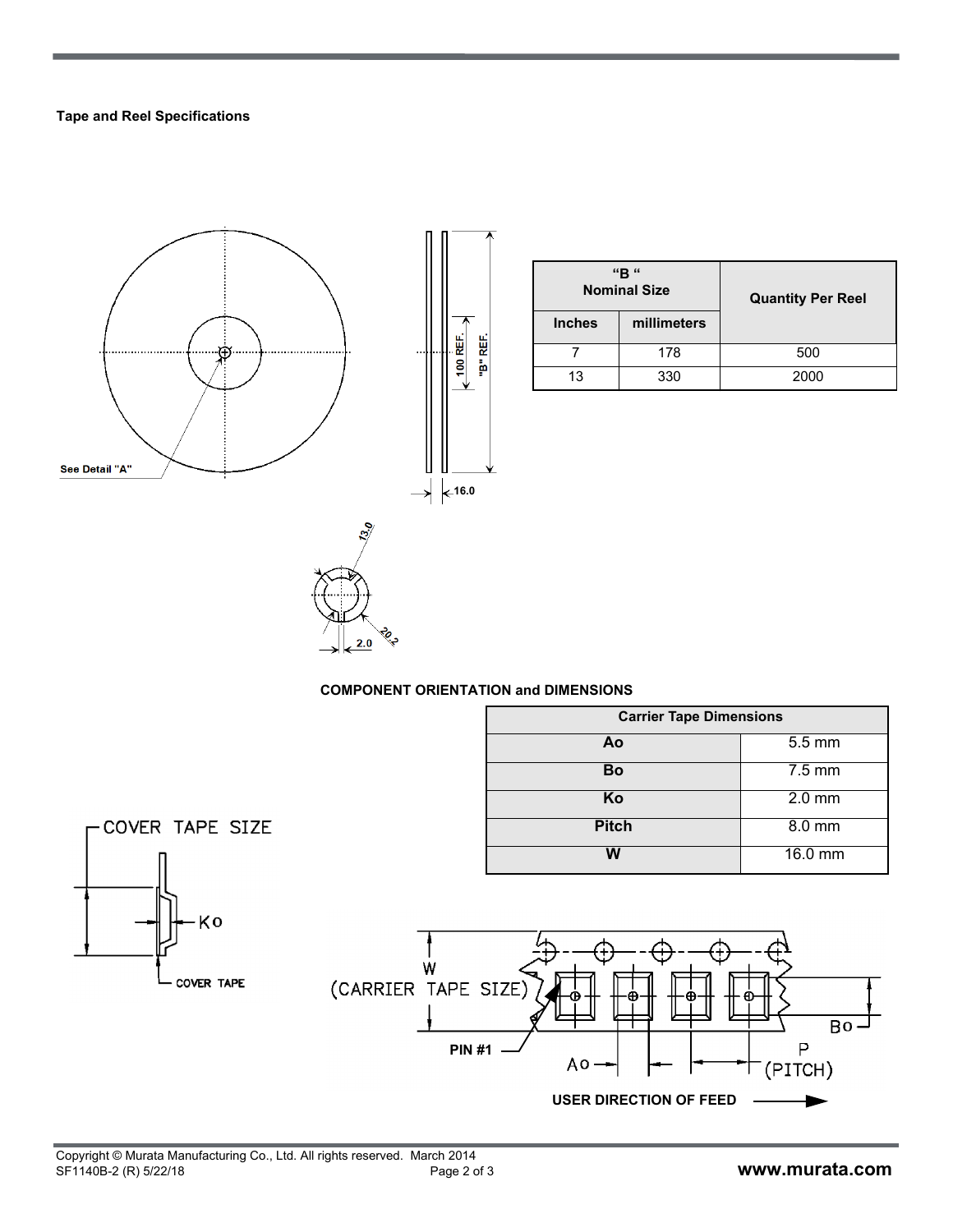**Tape and Reel Specifications**

| "B" Nominal Size | | Quantity Per Reel |
|---|---|---|
| Inches | millimeters | |
| 7 | 178 | 500 |
| 13 | 330 | 2000 |

**COMPONENT ORIENTATION and DIMENSIONS**

| Carrier Tape Dimensions | |
|---|---|
| Ao | 5.5 mm |
| Bo | 7.5 mm |
| Ko | 2.0 mm |
| Pitch | 8.0 mm |
| W | 16.0 mm |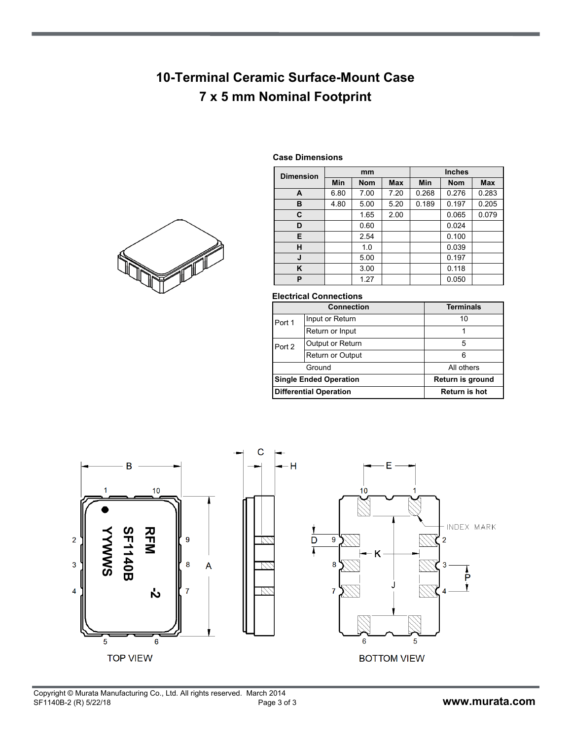# 10-Terminal Ceramic Surface-Mount Case
# 7 x 5 mm Nominal Footprint

**Case Dimensions**

| Dimension | mm | | | Inches | | |
|---|---|---|---|---|---|---|
| | Min | Nom | Max | Min | Nom | Max |
| A | 6.80 | 7.00 | 7.20 | 0.268 | 0.276 | 0.283 |
| B | 4.80 | 5.00 | 5.20 | 0.189 | 0.197 | 0.205 |
| C | | 1.65 | 2.00 | | 0.065 | 0.079 |
| D | | 0.60 | | | 0.024 | |
| E | | 2.54 | | | 0.100 | |
| H | | 1.0 | | | 0.039 | |
| J | | 5.00 | | | 0.197 | |
| K | | 3.00 | | | 0.118 | |
| P | | 1.27 | | | 0.050 | |

**Electrical Connections**

| Connection | | Terminals |
|---|---|---|
| Port 1 | Input or Return | 10 |
| | Return or Input | 1 |
| Port 2 | Output or Return | 5 |
| | Return or Output | 6 |
| Ground | | All others |
| **Single Ended Operation** | | **Return is ground** |
| **Differential Operation** | | **Return is hot** |

TOP VIEW

BOTTOM VIEW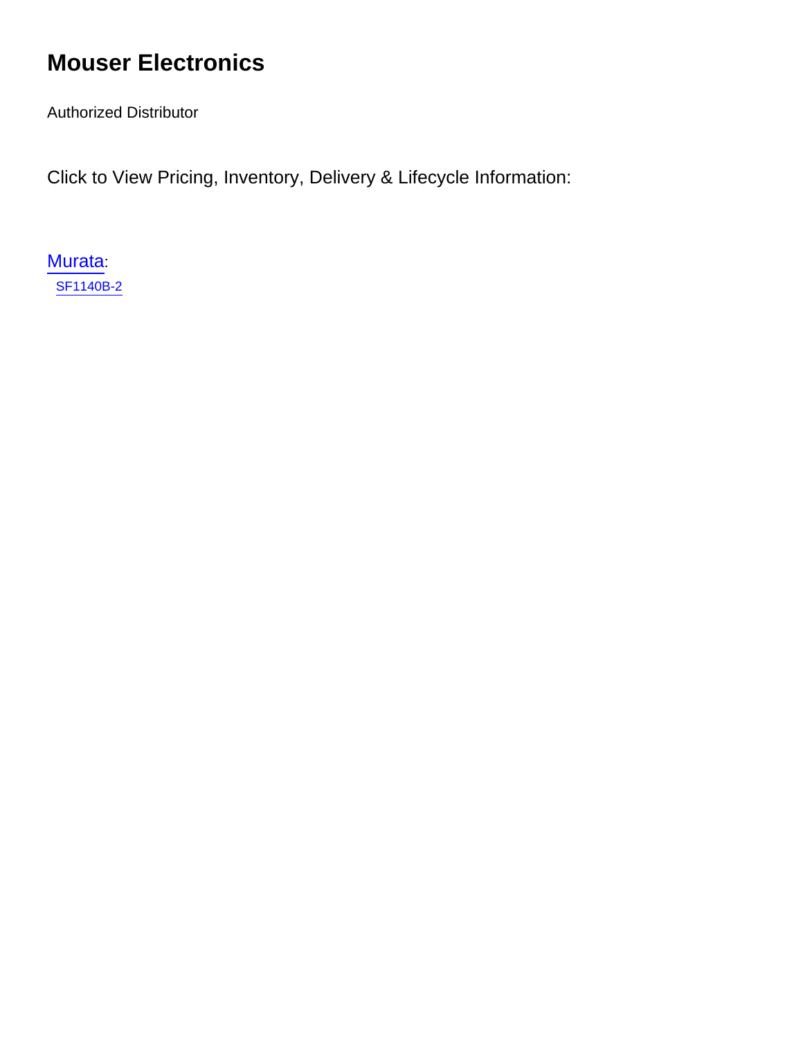# Mouser Electronics

Authorized Distributor

Click to View Pricing, Inventory, Delivery & Lifecycle Information:

Murata:

SF1140B-2